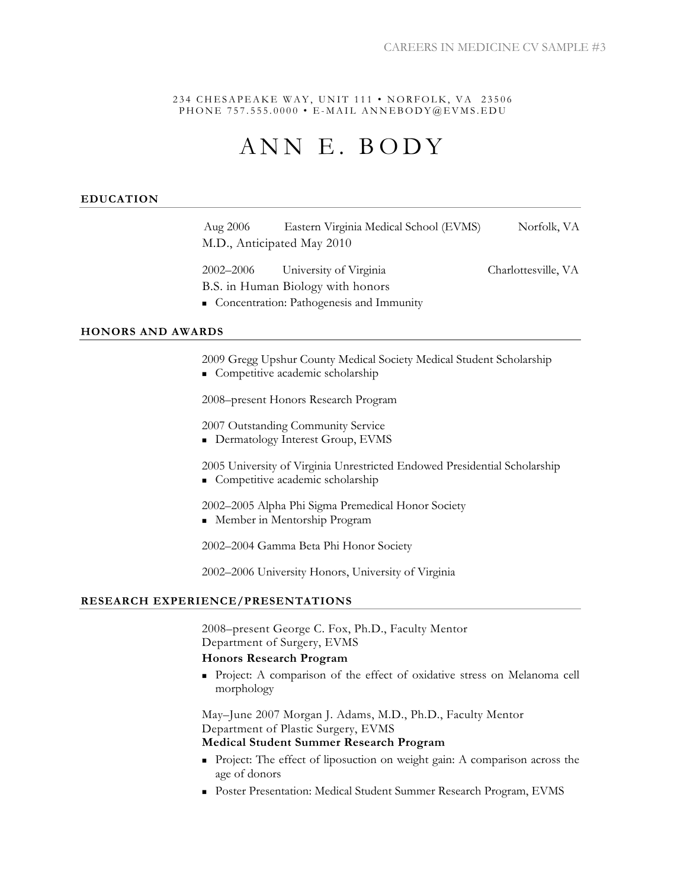234 CHESAPEAKE WAY, UNIT 111 • NORFOLK, VA 23506
PHONE 757.555.0000 • E-MAIL ANNEBODY@EVMS.EDU

# ANN E. BODY

## EDUCATION

Aug 2006 Eastern Virginia Medical School (EVMS) Norfolk, VA
M.D., Anticipated May 2010

2002–2006 University of Virginia Charlottesville, VA
B.S. in Human Biology with honors

- Concentration: Pathogenesis and Immunity

## HONORS AND AWARDS

2009 Gregg Upshur County Medical Society Medical Student Scholarship

- Competitive academic scholarship

2008–present Honors Research Program

2007 Outstanding Community Service

- Dermatology Interest Group, EVMS

2005 University of Virginia Unrestricted Endowed Presidential Scholarship

- Competitive academic scholarship

2002–2005 Alpha Phi Sigma Premedical Honor Society

- Member in Mentorship Program

2002–2004 Gamma Beta Phi Honor Society

2002–2006 University Honors, University of Virginia

## RESEARCH EXPERIENCE/PRESENTATIONS

2008–present George C. Fox, Ph.D., Faculty Mentor
Department of Surgery, EVMS

**Honors Research Program**

- Project: A comparison of the effect of oxidative stress on Melanoma cell morphology

May–June 2007 Morgan J. Adams, M.D., Ph.D., Faculty Mentor
Department of Plastic Surgery, EVMS

**Medical Student Summer Research Program**

- Project: The effect of liposuction on weight gain: A comparison across the age of donors
- Poster Presentation: Medical Student Summer Research Program, EVMS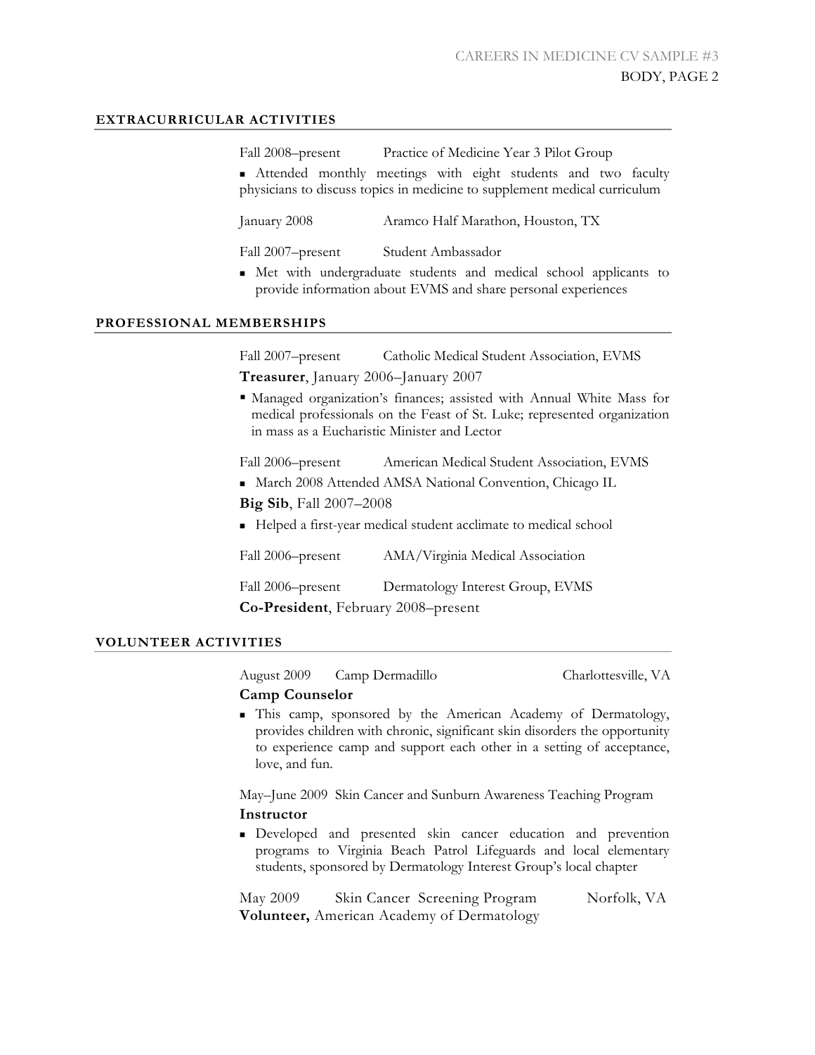## EXTRACURRICULAR ACTIVITIES

Fall 2008–present Practice of Medicine Year 3 Pilot Group

- Attended monthly meetings with eight students and two faculty physicians to discuss topics in medicine to supplement medical curriculum

January 2008 Aramco Half Marathon, Houston, TX

Fall 2007–present Student Ambassador

- Met with undergraduate students and medical school applicants to provide information about EVMS and share personal experiences

## PROFESSIONAL MEMBERSHIPS

Fall 2007–present Catholic Medical Student Association, EVMS

**Treasurer**, January 2006–January 2007

- Managed organization's finances; assisted with Annual White Mass for medical professionals on the Feast of St. Luke; represented organization in mass as a Eucharistic Minister and Lector

Fall 2006–present American Medical Student Association, EVMS

- March 2008 Attended AMSA National Convention, Chicago IL

**Big Sib**, Fall 2007–2008

- Helped a first-year medical student acclimate to medical school

Fall 2006–present AMA/Virginia Medical Association

Fall 2006–present Dermatology Interest Group, EVMS

**Co-President**, February 2008–present

## VOLUNTEER ACTIVITIES

August 2009 Camp Dermadillo Charlottesville, VA

**Camp Counselor**

- This camp, sponsored by the American Academy of Dermatology, provides children with chronic, significant skin disorders the opportunity to experience camp and support each other in a setting of acceptance, love, and fun.

May–June 2009 Skin Cancer and Sunburn Awareness Teaching Program

**Instructor**

- Developed and presented skin cancer education and prevention programs to Virginia Beach Patrol Lifeguards and local elementary students, sponsored by Dermatology Interest Group's local chapter

May 2009 Skin Cancer Screening Program Norfolk, VA

**Volunteer,** American Academy of Dermatology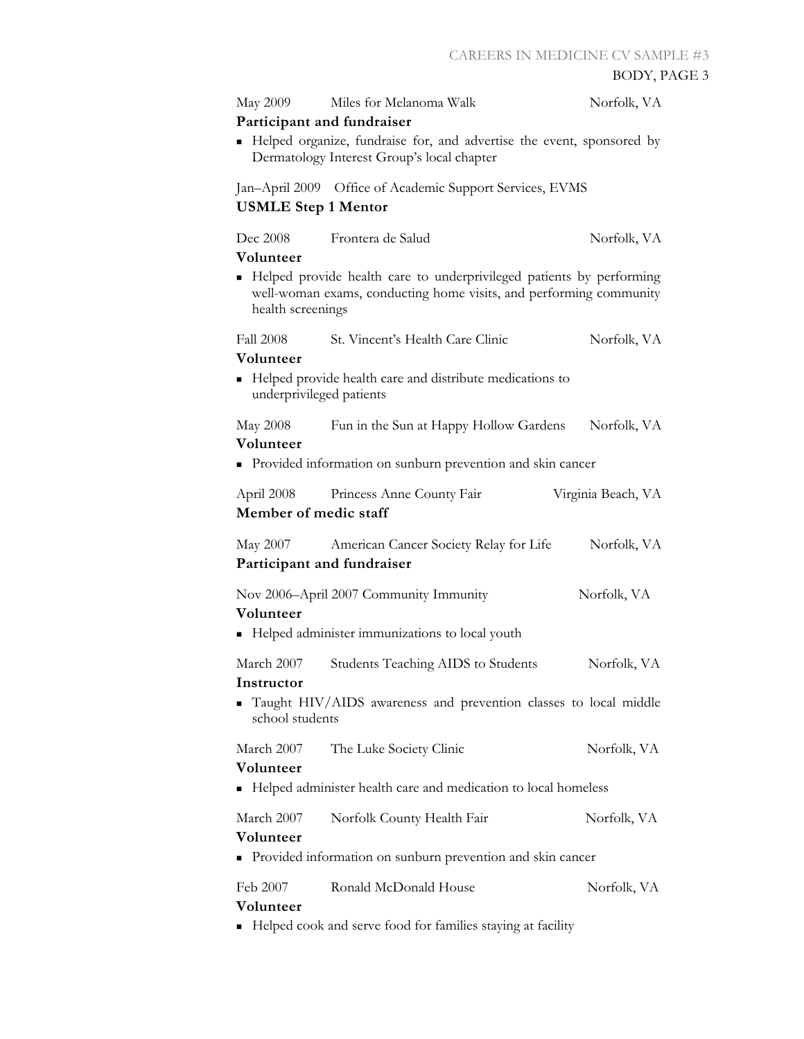May 2009 Miles for Melanoma Walk Norfolk, VA

**Participant and fundraiser**

- Helped organize, fundraise for, and advertise the event, sponsored by Dermatology Interest Group's local chapter

Jan–April 2009 Office of Academic Support Services, EVMS

**USMLE Step 1 Mentor**

Dec 2008 Frontera de Salud Norfolk, VA

**Volunteer**

- Helped provide health care to underprivileged patients by performing well-woman exams, conducting home visits, and performing community health screenings

Fall 2008 St. Vincent's Health Care Clinic Norfolk, VA

**Volunteer**

- Helped provide health care and distribute medications to underprivileged patients

May 2008 Fun in the Sun at Happy Hollow Gardens Norfolk, VA

**Volunteer**

- Provided information on sunburn prevention and skin cancer

April 2008 Princess Anne County Fair Virginia Beach, VA

**Member of medic staff**

May 2007 American Cancer Society Relay for Life Norfolk, VA

**Participant and fundraiser**

Nov 2006–April 2007 Community Immunity Norfolk, VA

**Volunteer**

- Helped administer immunizations to local youth

March 2007 Students Teaching AIDS to Students Norfolk, VA

**Instructor**

- Taught HIV/AIDS awareness and prevention classes to local middle school students

March 2007 The Luke Society Clinic Norfolk, VA

**Volunteer**

- Helped administer health care and medication to local homeless

March 2007 Norfolk County Health Fair Norfolk, VA

**Volunteer**

- Provided information on sunburn prevention and skin cancer

Feb 2007 Ronald McDonald House Norfolk, VA

**Volunteer**

- Helped cook and serve food for families staying at facility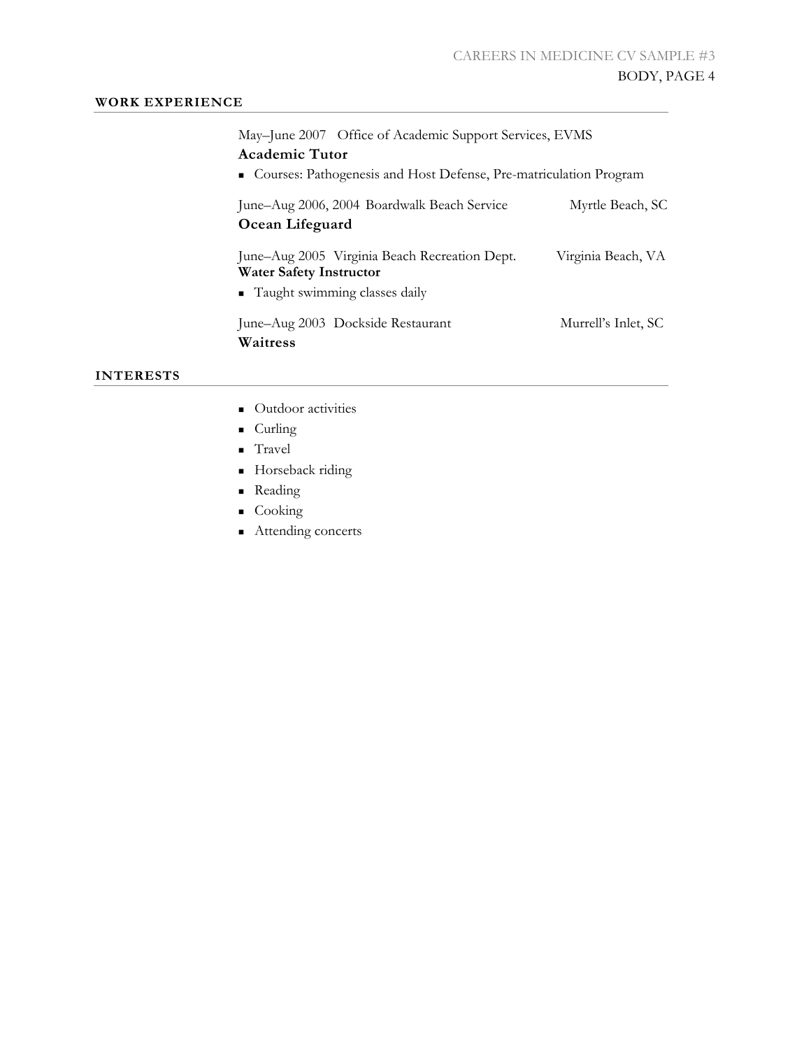## WORK EXPERIENCE

May–June 2007 Office of Academic Support Services, EVMS
**Academic Tutor**

- Courses: Pathogenesis and Host Defense, Pre-matriculation Program

June–Aug 2006, 2004 Boardwalk Beach Service — Myrtle Beach, SC
**Ocean Lifeguard**

June–Aug 2005 Virginia Beach Recreation Dept. — Virginia Beach, VA
**Water Safety Instructor**

- Taught swimming classes daily

June–Aug 2003 Dockside Restaurant — Murrell's Inlet, SC
**Waitress**

## INTERESTS

- Outdoor activities
- Curling
- Travel
- Horseback riding
- Reading
- Cooking
- Attending concerts